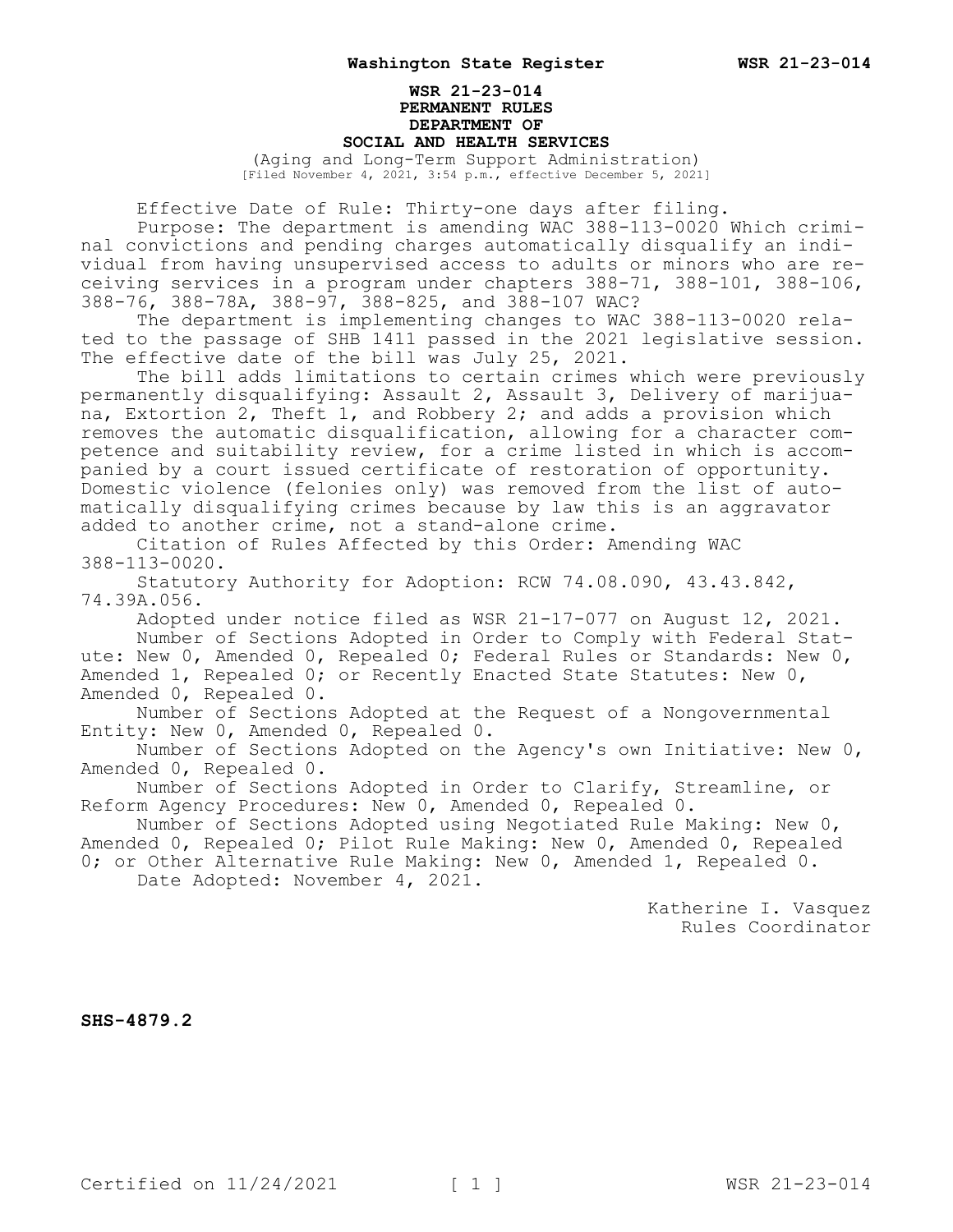**WSR 21-23-014**
**PERMANENT RULES**
**DEPARTMENT OF**
**SOCIAL AND HEALTH SERVICES**

(Aging and Long-Term Support Administration)
[Filed November 4, 2021, 3:54 p.m., effective December 5, 2021]

Effective Date of Rule: Thirty-one days after filing.

Purpose: The department is amending WAC 388-113-0020 Which criminal convictions and pending charges automatically disqualify an individual from having unsupervised access to adults or minors who are receiving services in a program under chapters 388-71, 388-101, 388-106, 388-76, 388-78A, 388-97, 388-825, and 388-107 WAC?

The department is implementing changes to WAC 388-113-0020 related to the passage of SHB 1411 passed in the 2021 legislative session. The effective date of the bill was July 25, 2021.

The bill adds limitations to certain crimes which were previously permanently disqualifying: Assault 2, Assault 3, Delivery of marijuana, Extortion 2, Theft 1, and Robbery 2; and adds a provision which removes the automatic disqualification, allowing for a character competence and suitability review, for a crime listed in which is accompanied by a court issued certificate of restoration of opportunity. Domestic violence (felonies only) was removed from the list of automatically disqualifying crimes because by law this is an aggravator added to another crime, not a stand-alone crime.

Citation of Rules Affected by this Order: Amending WAC 388-113-0020.

Statutory Authority for Adoption: RCW 74.08.090, 43.43.842, 74.39A.056.

Adopted under notice filed as WSR 21-17-077 on August 12, 2021.

Number of Sections Adopted in Order to Comply with Federal Statute: New 0, Amended 0, Repealed 0; Federal Rules or Standards: New 0, Amended 1, Repealed 0; or Recently Enacted State Statutes: New 0, Amended 0, Repealed 0.

Number of Sections Adopted at the Request of a Nongovernmental Entity: New 0, Amended 0, Repealed 0.

Number of Sections Adopted on the Agency's own Initiative: New 0, Amended 0, Repealed 0.

Number of Sections Adopted in Order to Clarify, Streamline, or Reform Agency Procedures: New 0, Amended 0, Repealed 0.

Number of Sections Adopted using Negotiated Rule Making: New 0, Amended 0, Repealed 0; Pilot Rule Making: New 0, Amended 0, Repealed 0; or Other Alternative Rule Making: New 0, Amended 1, Repealed 0.

Date Adopted: November 4, 2021.

Katherine I. Vasquez
Rules Coordinator

**SHS-4879.2**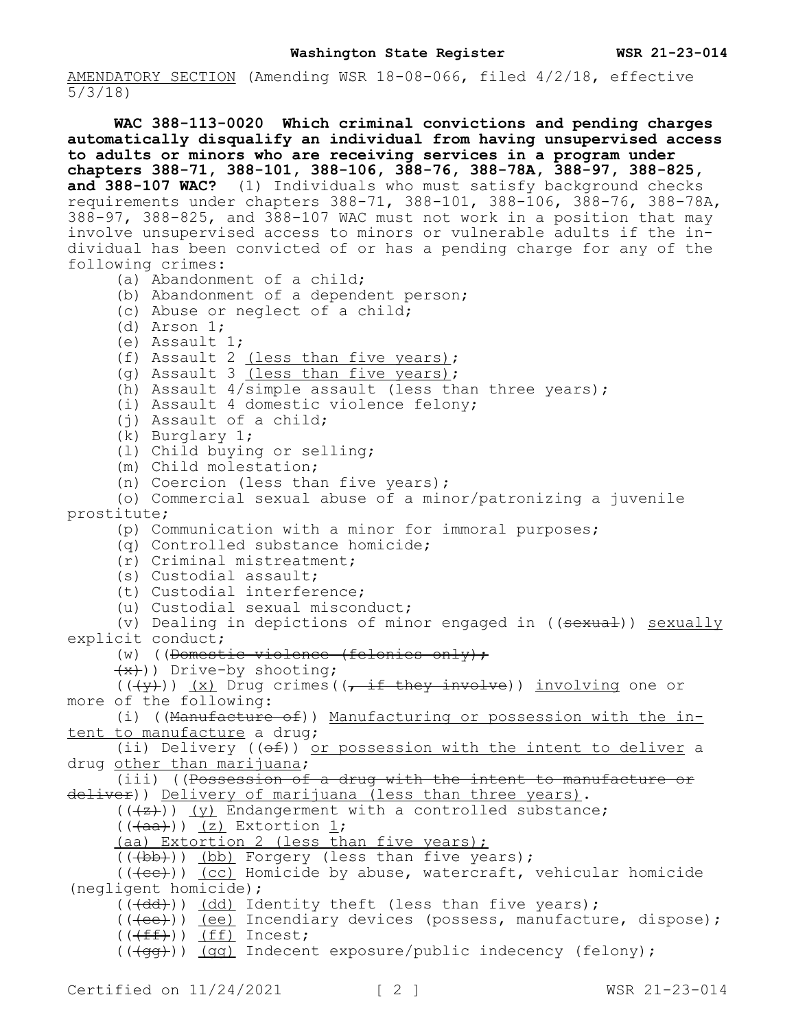AMENDATORY SECTION (Amending WSR 18-08-066, filed 4/2/18, effective 5/3/18)

**WAC 388-113-0020 Which criminal convictions and pending charges automatically disqualify an individual from having unsupervised access to adults or minors who are receiving services in a program under chapters 388-71, 388-101, 388-106, 388-76, 388-78A, 388-97, 388-825, and 388-107 WAC?** (1) Individuals who must satisfy background checks requirements under chapters 388-71, 388-101, 388-106, 388-76, 388-78A, 388-97, 388-825, and 388-107 WAC must not work in a position that may involve unsupervised access to minors or vulnerable adults if the individual has been convicted of or has a pending charge for any of the following crimes:

(a) Abandonment of a child;

(b) Abandonment of a dependent person;

(c) Abuse or neglect of a child;

(d) Arson 1;

(e) Assault 1;

(f) Assault 2 (less than five years);

(g) Assault 3 (less than five years);

(h) Assault 4/simple assault (less than three years);

(i) Assault 4 domestic violence felony;

(j) Assault of a child;

(k) Burglary 1;

(l) Child buying or selling;

(m) Child molestation;

(n) Coercion (less than five years);

(o) Commercial sexual abuse of a minor/patronizing a juvenile prostitute;

(p) Communication with a minor for immoral purposes;

(q) Controlled substance homicide;

(r) Criminal mistreatment;

(s) Custodial assault;

(t) Custodial interference;

(u) Custodial sexual misconduct;

(v) Dealing in depictions of minor engaged in ((~~sexual~~)) sexually explicit conduct;

(w) ((~~Domestic violence (felonies only);~~

~~(x)~~)) Drive-by shooting;

((~~(y)~~)) (x) Drug crimes((~~, if they involve~~)) involving one or more of the following:

(i) ((~~Manufacture of~~)) Manufacturing or possession with the intent to manufacture a drug;

(ii) Delivery ((~~of~~)) or possession with the intent to deliver a drug other than marijuana;

(iii) ((~~Possession of a drug with the intent to manufacture or deliver~~)) Delivery of marijuana (less than three years).

((~~(z)~~)) (y) Endangerment with a controlled substance;

((~~(aa)~~)) (z) Extortion 1;

(aa) Extortion 2 (less than five years);

((~~(bb)~~)) (bb) Forgery (less than five years);

((~~(cc)~~)) (cc) Homicide by abuse, watercraft, vehicular homicide (negligent homicide);

((~~(dd)~~)) (dd) Identity theft (less than five years);

((~~(ee)~~)) (ee) Incendiary devices (possess, manufacture, dispose);

((~~(ff)~~)) (ff) Incest;

((~~(gg)~~)) (gg) Indecent exposure/public indecency (felony);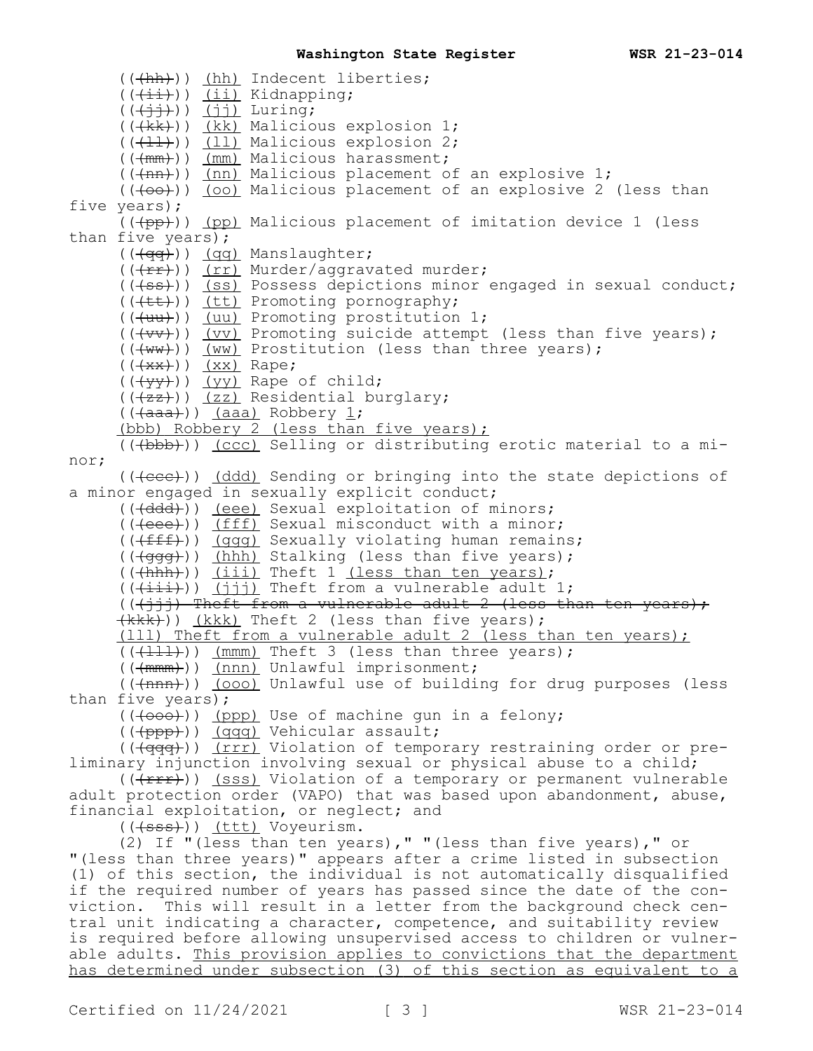((~~(hh)~~)) <u>(hh)</u> Indecent liberties;

((~~(ii)~~)) <u>(ii)</u> Kidnapping;

((~~(jj)~~)) <u>(jj)</u> Luring;

((~~(kk)~~)) <u>(kk)</u> Malicious explosion 1;

((~~(ll)~~)) <u>(ll)</u> Malicious explosion 2;

((~~(mm)~~)) <u>(mm)</u> Malicious harassment;

((~~(nn)~~)) <u>(nn)</u> Malicious placement of an explosive 1;

((~~(oo)~~)) <u>(oo)</u> Malicious placement of an explosive 2 (less than five years);

((~~(pp)~~)) <u>(pp)</u> Malicious placement of imitation device 1 (less than five years);

((~~(qq)~~)) <u>(qq)</u> Manslaughter;

((~~(rr)~~)) <u>(rr)</u> Murder/aggravated murder;

((~~(ss)~~)) <u>(ss)</u> Possess depictions minor engaged in sexual conduct;

((~~(tt)~~)) <u>(tt)</u> Promoting pornography;

((~~(uu)~~)) <u>(uu)</u> Promoting prostitution 1;

((~~(vv)~~)) <u>(vv)</u> Promoting suicide attempt (less than five years);

((~~(ww)~~)) <u>(ww)</u> Prostitution (less than three years);

((~~(xx)~~)) <u>(xx)</u> Rape;

((~~(yy)~~)) <u>(yy)</u> Rape of child;

((~~(zz)~~)) <u>(zz)</u> Residential burglary;

((~~(aaa)~~)) <u>(aaa)</u> Robbery <u>1</u>;

<u>(bbb) Robbery 2 (less than five years);</u>

((~~(bbb)~~)) <u>(ccc)</u> Selling or distributing erotic material to a minor;

((~~(ccc)~~)) <u>(ddd)</u> Sending or bringing into the state depictions of a minor engaged in sexually explicit conduct;

((~~(ddd)~~)) <u>(eee)</u> Sexual exploitation of minors;

((~~(eee)~~)) <u>(fff)</u> Sexual misconduct with a minor;

((~~(fff)~~)) <u>(ggg)</u> Sexually violating human remains;

((~~(ggg)~~)) <u>(hhh)</u> Stalking (less than five years);

((~~(hhh)~~)) <u>(iii)</u> Theft 1 <u>(less than ten years)</u>;

((~~(iii)~~)) <u>(jjj)</u> Theft from a vulnerable adult 1;

((~~(jjj) Theft from a vulnerable adult 2 (less than ten years);~~
~~(kkk)~~)) <u>(kkk)</u> Theft 2 (less than five years);

<u>(lll) Theft from a vulnerable adult 2 (less than ten years);</u>

((~~(lll)~~)) <u>(mmm)</u> Theft 3 (less than three years);

((~~(mmm)~~)) <u>(nnn)</u> Unlawful imprisonment;

((~~(nnn)~~)) <u>(ooo)</u> Unlawful use of building for drug purposes (less than five years);

((~~(ooo)~~)) <u>(ppp)</u> Use of machine gun in a felony;

((~~(ppp)~~)) <u>(qqq)</u> Vehicular assault;

((~~(qqq)~~)) <u>(rrr)</u> Violation of temporary restraining order or preliminary injunction involving sexual or physical abuse to a child;

((~~(rrr)~~)) <u>(sss)</u> Violation of a temporary or permanent vulnerable adult protection order (VAPO) that was based upon abandonment, abuse, financial exploitation, or neglect; and

((~~(sss)~~)) <u>(ttt)</u> Voyeurism.

(2) If "(less than ten years)," "(less than five years)," or "(less than three years)" appears after a crime listed in subsection (1) of this section, the individual is not automatically disqualified if the required number of years has passed since the date of the conviction. This will result in a letter from the background check central unit indicating a character, competence, and suitability review is required before allowing unsupervised access to children or vulnerable adults. <u>This provision applies to convictions that the department has determined under subsection (3) of this section as equivalent to a</u>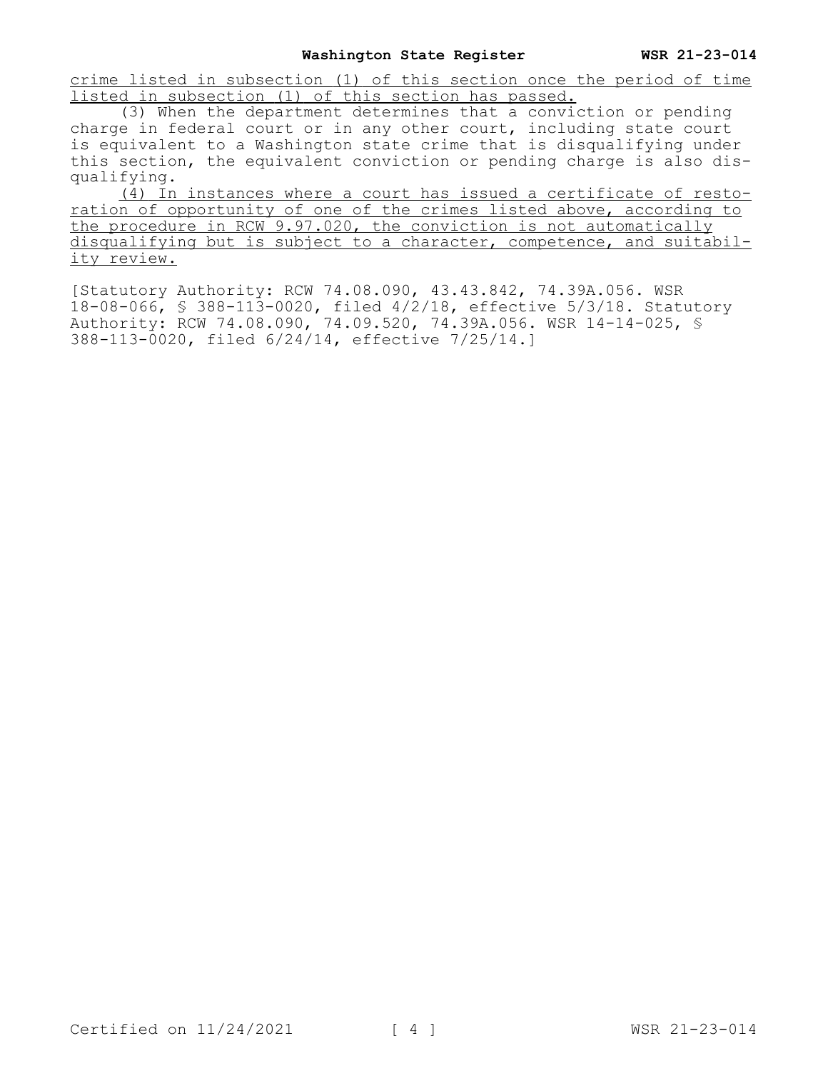crime listed in subsection (1) of this section once the period of time listed in subsection (1) of this section has passed.

(3) When the department determines that a conviction or pending charge in federal court or in any other court, including state court is equivalent to a Washington state crime that is disqualifying under this section, the equivalent conviction or pending charge is also disqualifying.

(4) In instances where a court has issued a certificate of restoration of opportunity of one of the crimes listed above, according to the procedure in RCW 9.97.020, the conviction is not automatically disqualifying but is subject to a character, competence, and suitability review.

[Statutory Authority: RCW 74.08.090, 43.43.842, 74.39A.056. WSR 18-08-066, § 388-113-0020, filed 4/2/18, effective 5/3/18. Statutory Authority: RCW 74.08.090, 74.09.520, 74.39A.056. WSR 14-14-025, § 388-113-0020, filed 6/24/14, effective 7/25/14.]